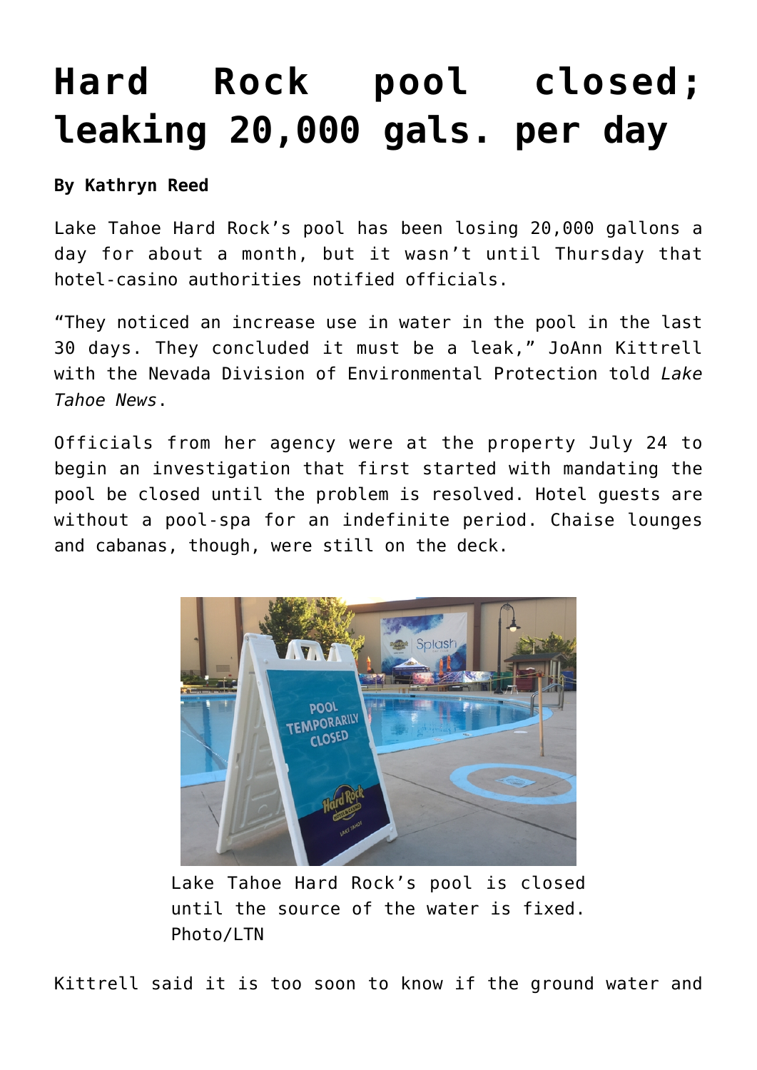# Hard Rock pool closed; leaking 20,000 gals. per day

**By Kathryn Reed**

Lake Tahoe Hard Rock's pool has been losing 20,000 gallons a day for about a month, but it wasn't until Thursday that hotel-casino authorities notified officials.

"They noticed an increase use in water in the pool in the last 30 days. They concluded it must be a leak," JoAnn Kittrell with the Nevada Division of Environmental Protection told *Lake Tahoe News*.

Officials from her agency were at the property July 24 to begin an investigation that first started with mandating the pool be closed until the problem is resolved. Hotel guests are without a pool-spa for an indefinite period. Chaise lounges and cabanas, though, were still on the deck.

Lake Tahoe Hard Rock's pool is closed until the source of the water is fixed. Photo/LTN

Kittrell said it is too soon to know if the ground water and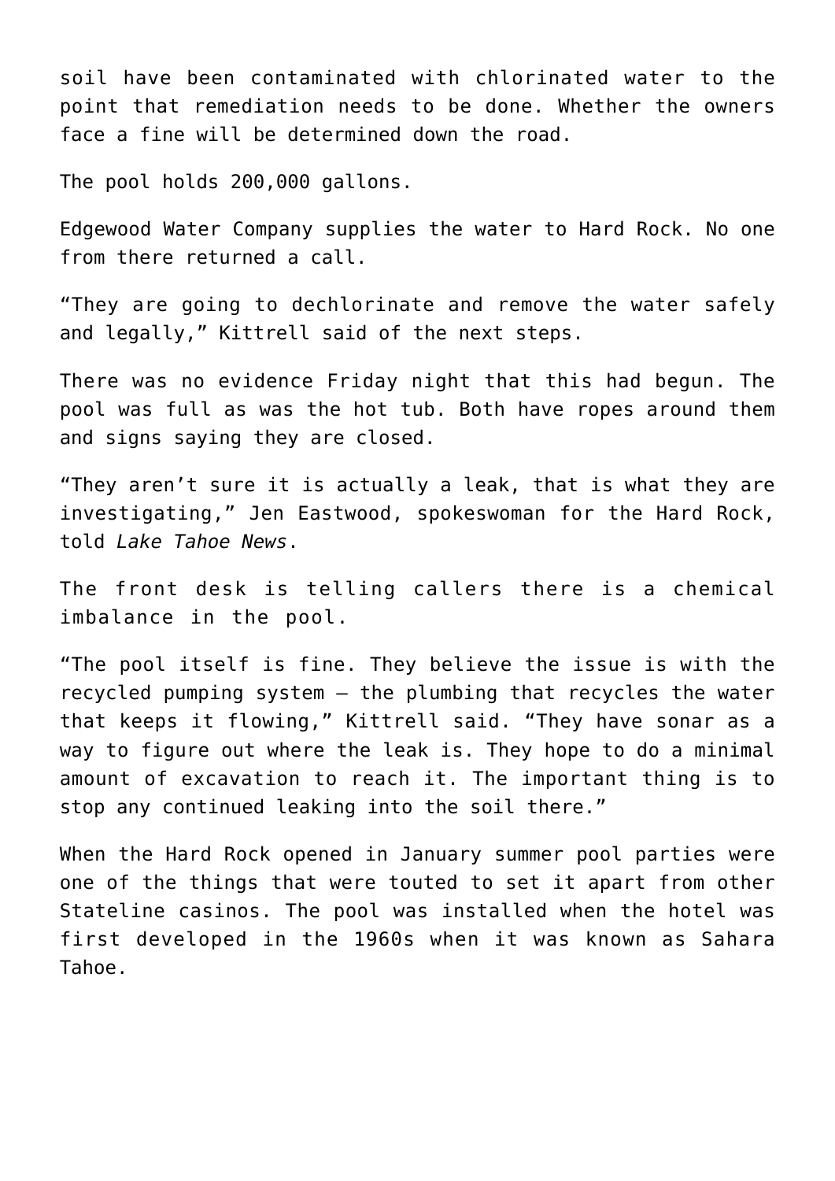soil have been contaminated with chlorinated water to the point that remediation needs to be done. Whether the owners face a fine will be determined down the road.

The pool holds 200,000 gallons.

Edgewood Water Company supplies the water to Hard Rock. No one from there returned a call.

"They are going to dechlorinate and remove the water safely and legally," Kittrell said of the next steps.

There was no evidence Friday night that this had begun. The pool was full as was the hot tub. Both have ropes around them and signs saying they are closed.

"They aren't sure it is actually a leak, that is what they are investigating," Jen Eastwood, spokeswoman for the Hard Rock, told *Lake Tahoe News*.

The front desk is telling callers there is a chemical imbalance in the pool.

"The pool itself is fine. They believe the issue is with the recycled pumping system – the plumbing that recycles the water that keeps it flowing," Kittrell said. "They have sonar as a way to figure out where the leak is. They hope to do a minimal amount of excavation to reach it. The important thing is to stop any continued leaking into the soil there."

When the Hard Rock opened in January summer pool parties were one of the things that were touted to set it apart from other Stateline casinos. The pool was installed when the hotel was first developed in the 1960s when it was known as Sahara Tahoe.